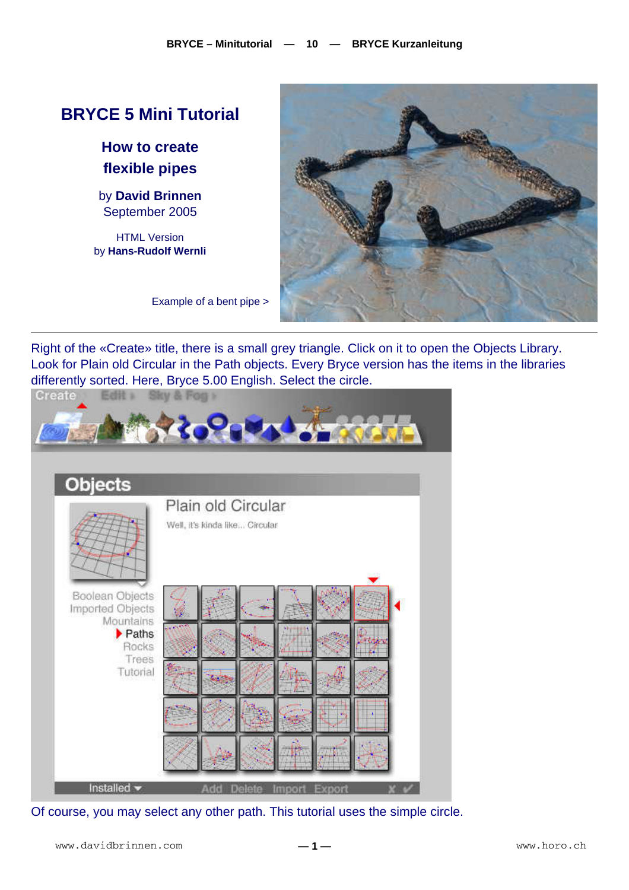# BRYCE 5 Mini Tutorial

## How to create flexible pipes

by **David Brinnen**
September 2005

HTML Version
by **Hans-Rudolf Wernli**

Example of a bent pipe >

Right of the «Create» title, there is a small grey triangle. Click on it to open the Objects Library. Look for Plain old Circular in the Path objects. Every Bryce version has the items in the libraries differently sorted. Here, Bryce 5.00 English. Select the circle.

Of course, you may select any other path. This tutorial uses the simple circle.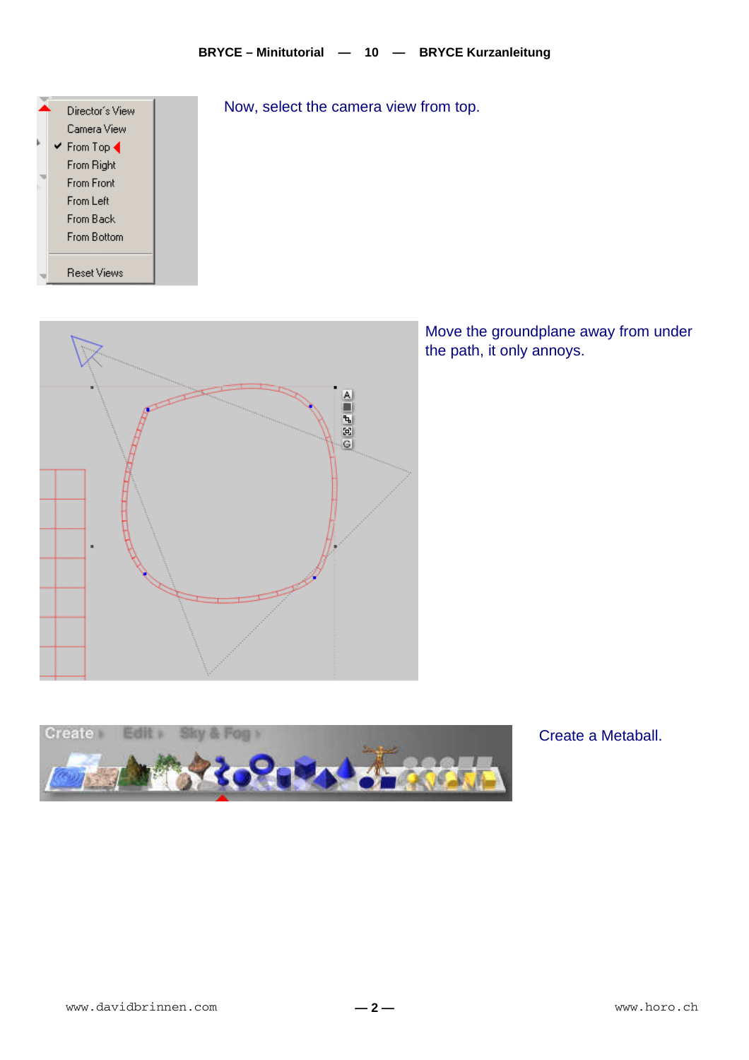Now, select the camera view from top.

Move the groundplane away from under the path, it only annoys.

Create a Metaball.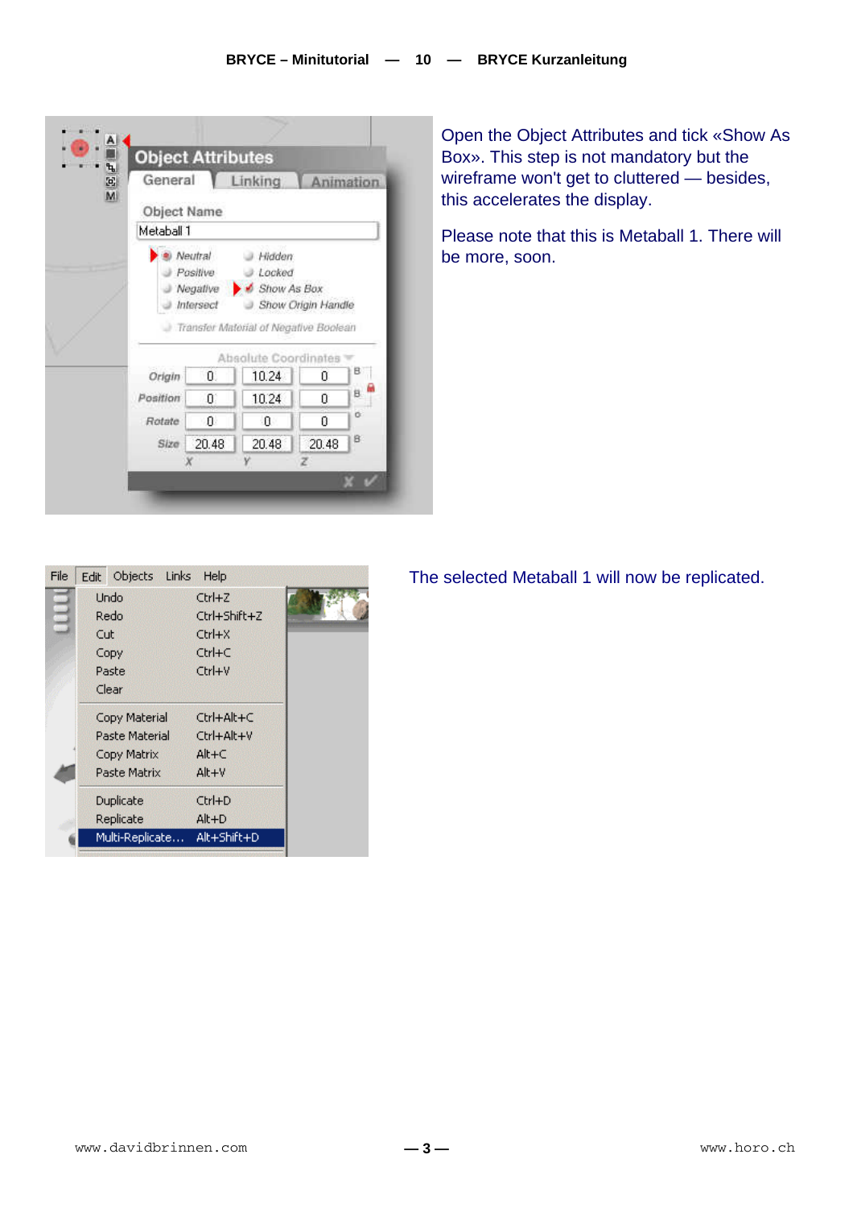Open the Object Attributes and tick «Show As Box». This step is not mandatory but the wireframe won't get to cluttered — besides, this accelerates the display.

Please note that this is Metaball 1. There will be more, soon.

The selected Metaball 1 will now be replicated.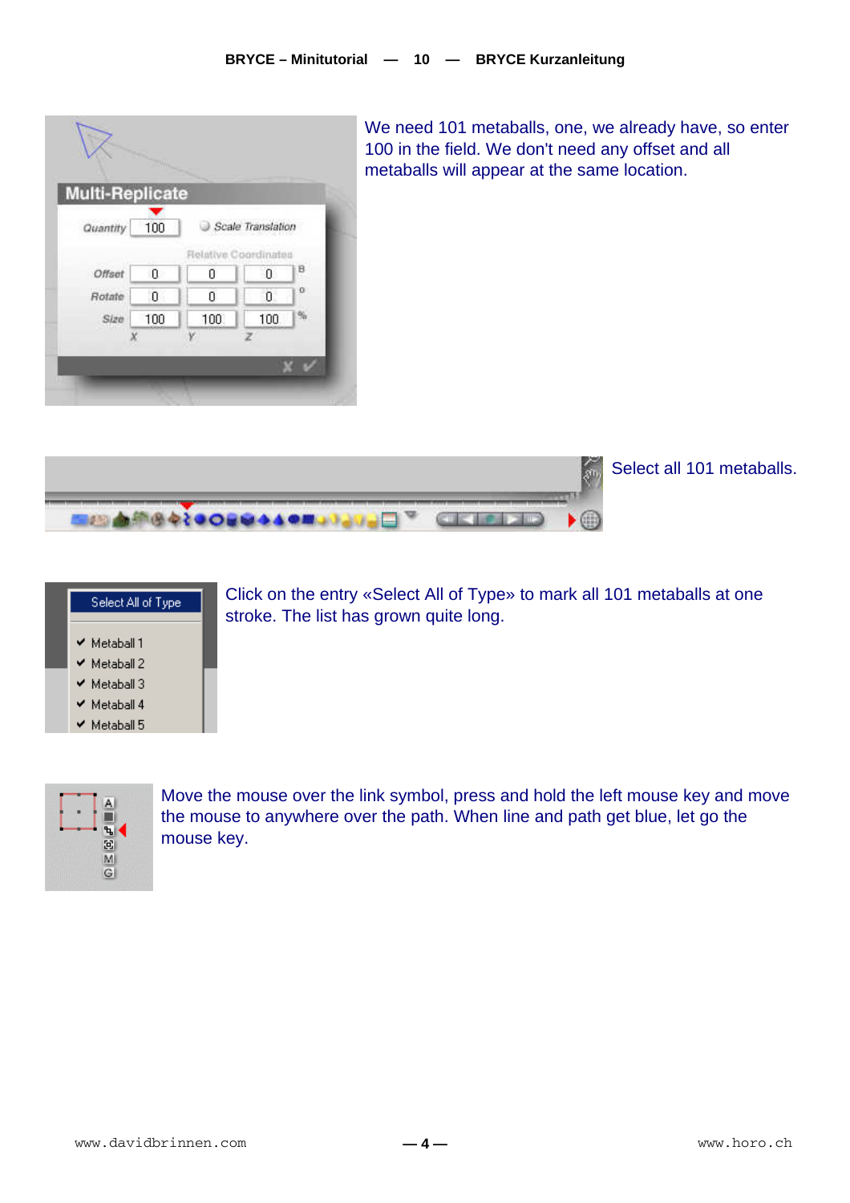We need 101 metaballs, one, we already have, so enter 100 in the field. We don't need any offset and all metaballs will appear at the same location.

Select all 101 metaballs.

Click on the entry «Select All of Type» to mark all 101 metaballs at one stroke. The list has grown quite long.

Move the mouse over the link symbol, press and hold the left mouse key and move the mouse to anywhere over the path. When line and path get blue, let go the mouse key.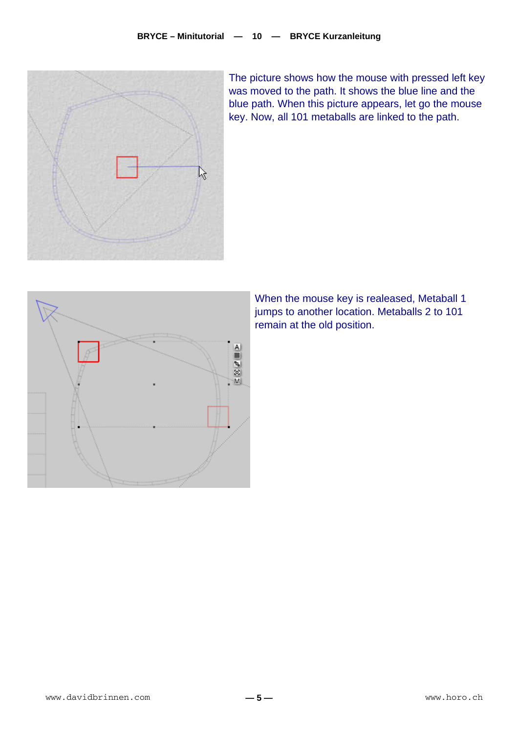The picture shows how the mouse with pressed left key was moved to the path. It shows the blue line and the blue path. When this picture appears, let go the mouse key. Now, all 101 metaballs are linked to the path.

When the mouse key is realeased, Metaball 1 jumps to another location. Metaballs 2 to 101 remain at the old position.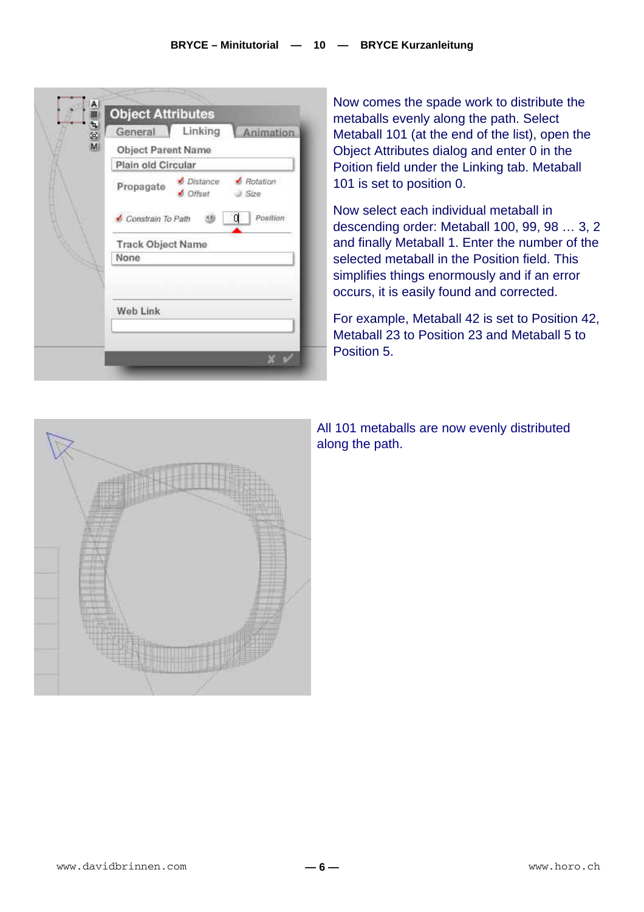Now comes the spade work to distribute the metaballs evenly along the path. Select Metaball 101 (at the end of the list), open the Object Attributes dialog and enter 0 in the Poition field under the Linking tab. Metaball 101 is set to position 0.

Now select each individual metaball in descending order: Metaball 100, 99, 98 … 3, 2 and finally Metaball 1. Enter the number of the selected metaball in the Position field. This simplifies things enormously and if an error occurs, it is easily found and corrected.

For example, Metaball 42 is set to Position 42, Metaball 23 to Position 23 and Metaball 5 to Position 5.

All 101 metaballs are now evenly distributed along the path.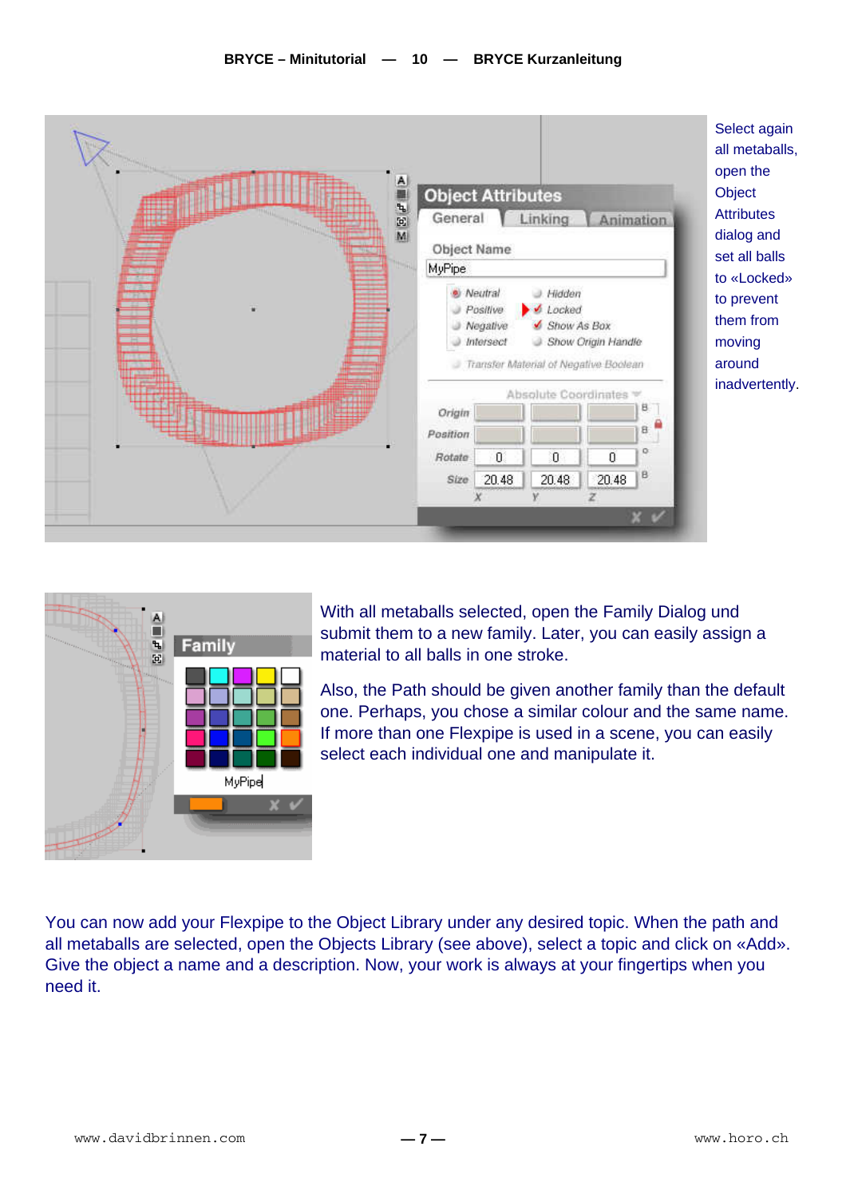Select again all metaballs, open the Object Attributes dialog and set all balls to «Locked» to prevent them from moving around inadvertently.

With all metaballs selected, open the Family Dialog und submit them to a new family. Later, you can easily assign a material to all balls in one stroke.

Also, the Path should be given another family than the default one. Perhaps, you chose a similar colour and the same name. If more than one Flexpipe is used in a scene, you can easily select each individual one and manipulate it.

You can now add your Flexpipe to the Object Library under any desired topic. When the path and all metaballs are selected, open the Objects Library (see above), select a topic and click on «Add». Give the object a name and a description. Now, your work is always at your fingertips when you need it.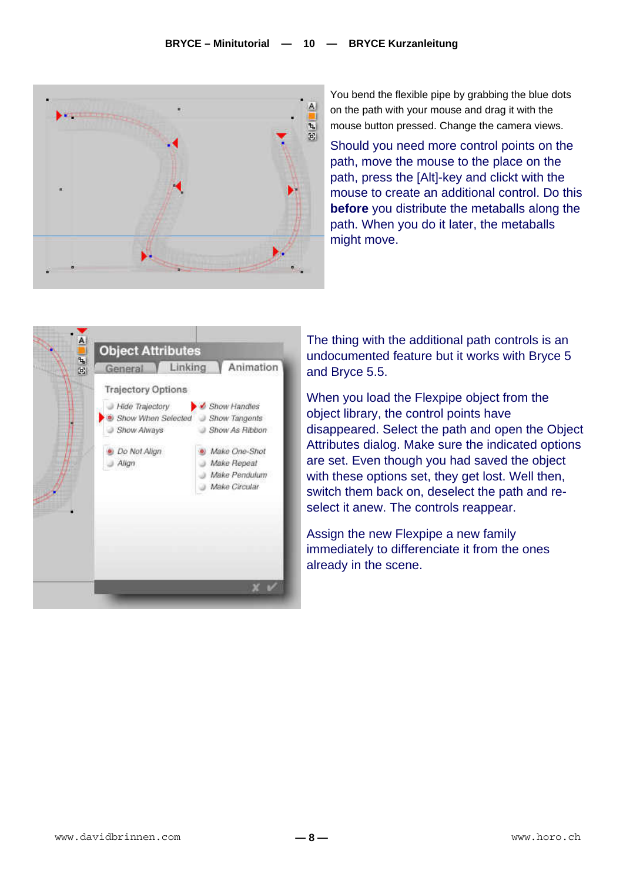You bend the flexible pipe by grabbing the blue dots on the path with your mouse and drag it with the mouse button pressed. Change the camera views.

Should you need more control points on the path, move the mouse to the place on the path, press the [Alt]-key and clickt with the mouse to create an additional control. Do this **before** you distribute the metaballs along the path. When you do it later, the metaballs might move.

The thing with the additional path controls is an undocumented feature but it works with Bryce 5 and Bryce 5.5.

When you load the Flexpipe object from the object library, the control points have disappeared. Select the path and open the Object Attributes dialog. Make sure the indicated options are set. Even though you had saved the object with these options set, they get lost. Well then, switch them back on, deselect the path and re-select it anew. The controls reappear.

Assign the new Flexpipe a new family immediately to differenciate it from the ones already in the scene.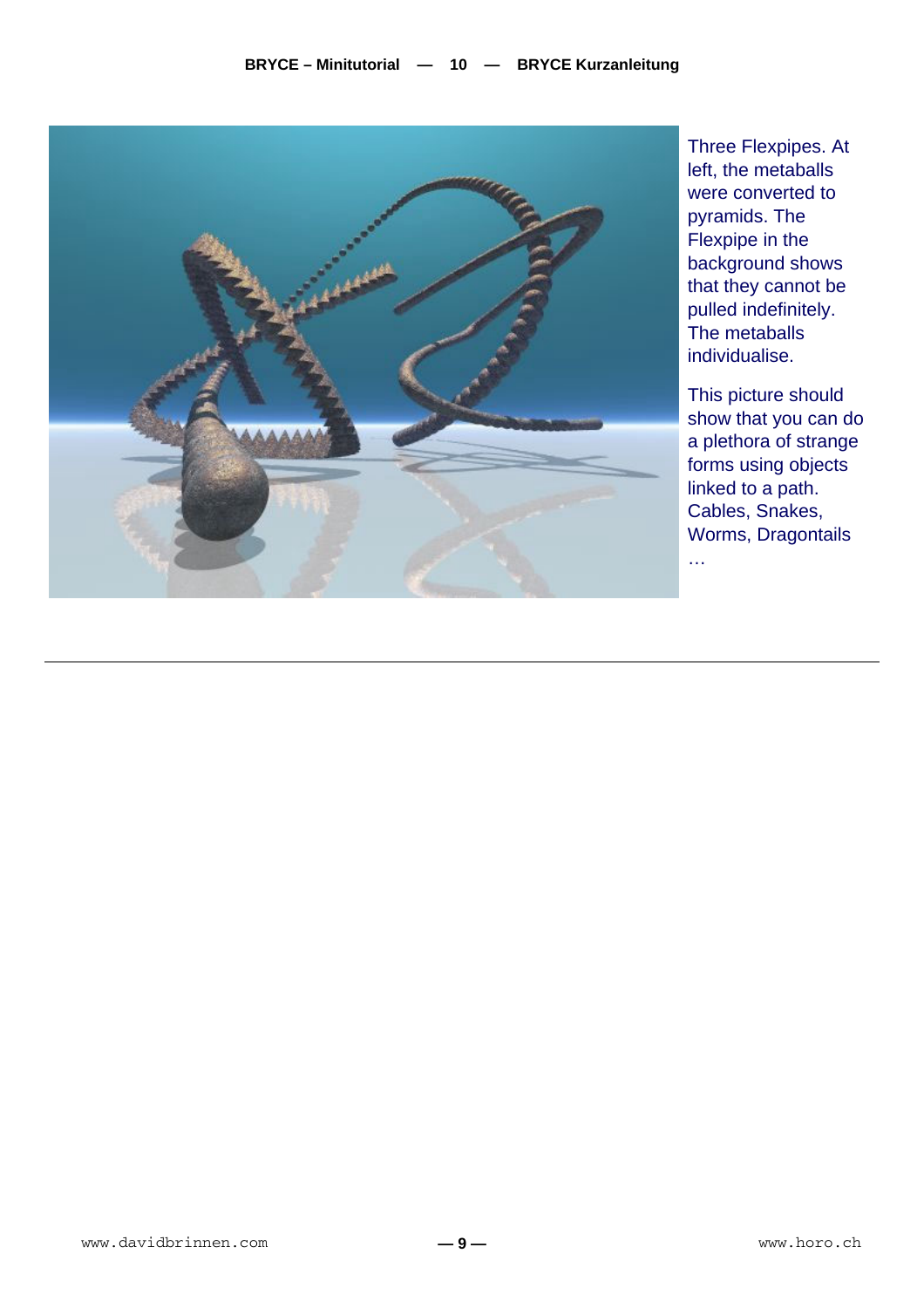Three Flexpipes. At left, the metaballs were converted to pyramids. The Flexpipe in the background shows that they cannot be pulled indefinitely. The metaballs individualise.

This picture should show that you can do a plethora of strange forms using objects linked to a path. Cables, Snakes, Worms, Dragontails …